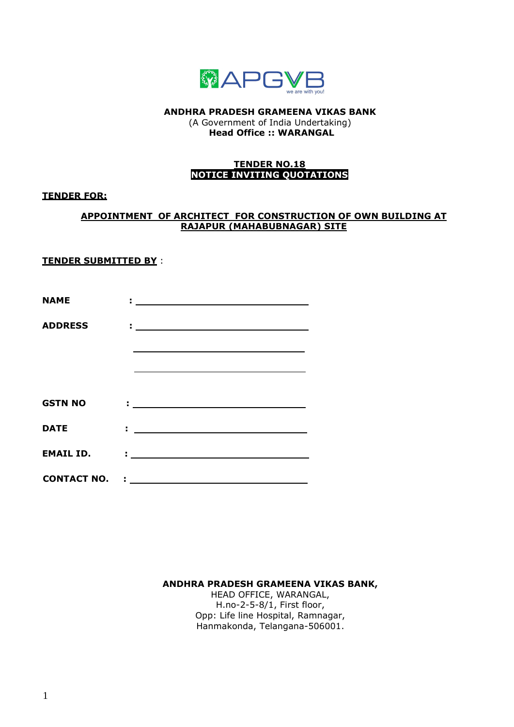APGVB
we are with you!

**ANDHRA PRADESH GRAMEENA VIKAS BANK**
(A Government of India Undertaking)
**Head Office :: WARANGAL**

**TENDER NO.18**
**NOTICE INVITING QUOTATIONS**

**TENDER FOR:**

**APPOINTMENT OF ARCHITECT FOR CONSTRUCTION OF OWN BUILDING AT RAJAPUR (MAHABUBNAGAR) SITE**

**TENDER SUBMITTED BY** :

**NAME** : ______________________________

**ADDRESS** : ______________________________

______________________________

______________________________

**GSTN NO** : ______________________________

**DATE** : ______________________________

**EMAIL ID.** : ______________________________

**CONTACT NO.** : ______________________________

**ANDHRA PRADESH GRAMEENA VIKAS BANK,**
HEAD OFFICE, WARANGAL,
H.no-2-5-8/1, First floor,
Opp: Life line Hospital, Ramnagar,
Hanmakonda, Telangana-506001.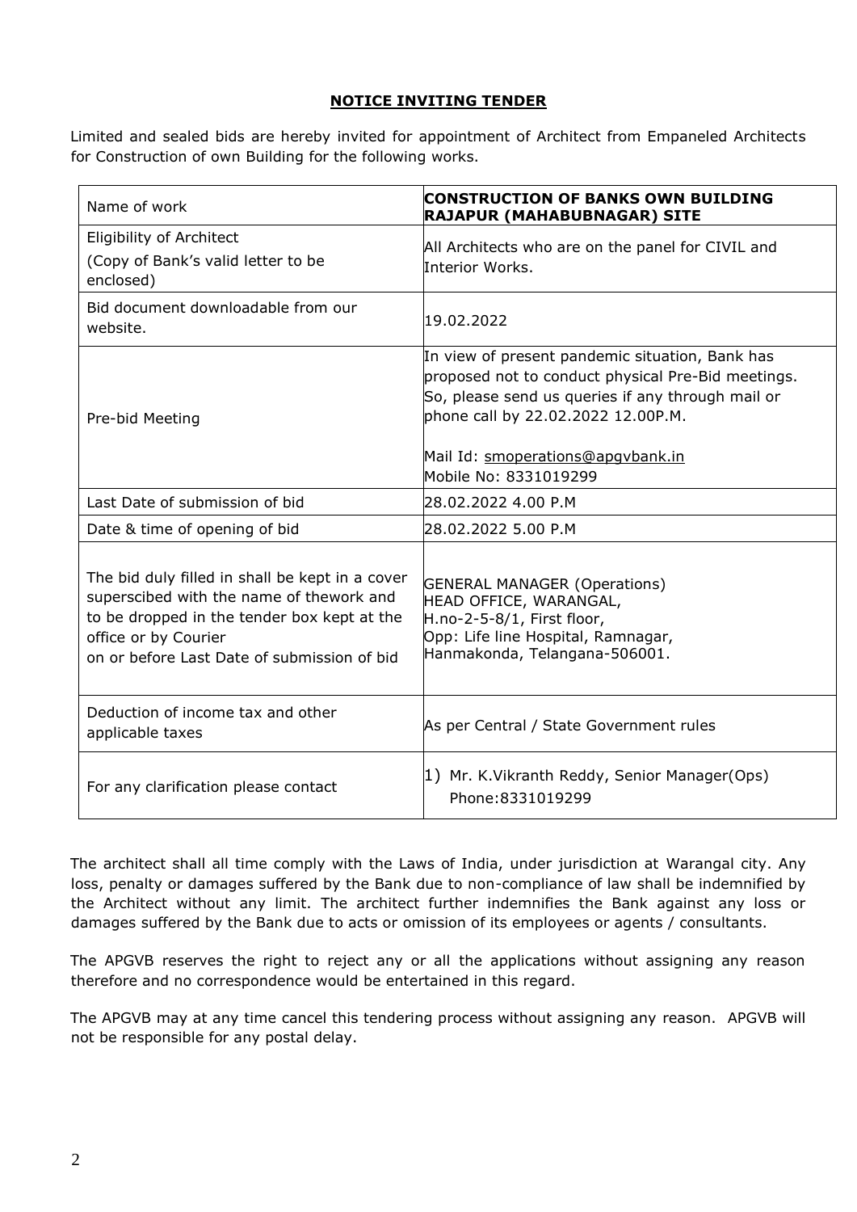## NOTICE INVITING TENDER

Limited and sealed bids are hereby invited for appointment of Architect from Empaneled Architects for Construction of own Building for the following works.

| Name of work | **CONSTRUCTION OF BANKS OWN BUILDING RAJAPUR (MAHABUBNAGAR) SITE** |
|---|---|
| Eligibility of Architect<br>(Copy of Bank's valid letter to be enclosed) | All Architects who are on the panel for CIVIL and Interior Works. |
| Bid document downloadable from our website. | 19.02.2022 |
| Pre-bid Meeting | In view of present pandemic situation, Bank has proposed not to conduct physical Pre-Bid meetings. So, please send us queries if any through mail or phone call by 22.02.2022 12.00P.M.<br><br>Mail Id: smoperations@apgvbank.in<br>Mobile No: 8331019299 |
| Last Date of submission of bid | 28.02.2022 4.00 P.M |
| Date & time of opening of bid | 28.02.2022 5.00 P.M |
| The bid duly filled in shall be kept in a cover superscibed with the name of thework and to be dropped in the tender box kept at the office or by Courier on or before Last Date of submission of bid | GENERAL MANAGER (Operations)<br>HEAD OFFICE, WARANGAL,<br>H.no-2-5-8/1, First floor,<br>Opp: Life line Hospital, Ramnagar,<br>Hanmakonda, Telangana-506001. |
| Deduction of income tax and other applicable taxes | As per Central / State Government rules |
| For any clarification please contact | 1) Mr. K.Vikranth Reddy, Senior Manager(Ops) Phone:8331019299 |

The architect shall all time comply with the Laws of India, under jurisdiction at Warangal city. Any loss, penalty or damages suffered by the Bank due to non-compliance of law shall be indemnified by the Architect without any limit. The architect further indemnifies the Bank against any loss or damages suffered by the Bank due to acts or omission of its employees or agents / consultants.

The APGVB reserves the right to reject any or all the applications without assigning any reason therefore and no correspondence would be entertained in this regard.

The APGVB may at any time cancel this tendering process without assigning any reason. APGVB will not be responsible for any postal delay.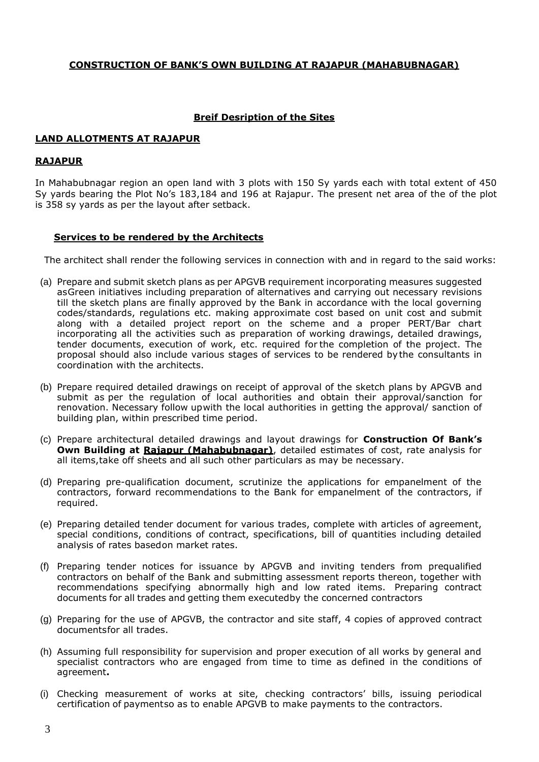**CONSTRUCTION OF BANK'S OWN BUILDING AT RAJAPUR (MAHABUBNAGAR)**

**Breif Desription of the Sites**

**LAND ALLOTMENTS AT RAJAPUR**

**RAJAPUR**

In Mahabubnagar region an open land with 3 plots with 150 Sy yards each with total extent of 450 Sy yards bearing the Plot No's 183,184 and 196 at Rajapur. The present net area of the of the plot is 358 sy yards as per the layout after setback.

**Services to be rendered by the Architects**

The architect shall render the following services in connection with and in regard to the said works:

(a) Prepare and submit sketch plans as per APGVB requirement incorporating measures suggested asGreen initiatives including preparation of alternatives and carrying out necessary revisions till the sketch plans are finally approved by the Bank in accordance with the local governing codes/standards, regulations etc. making approximate cost based on unit cost and submit along with a detailed project report on the scheme and a proper PERT/Bar chart incorporating all the activities such as preparation of working drawings, detailed drawings, tender documents, execution of work, etc. required for the completion of the project. The proposal should also include various stages of services to be rendered bythe consultants in coordination with the architects.

(b) Prepare required detailed drawings on receipt of approval of the sketch plans by APGVB and submit as per the regulation of local authorities and obtain their approval/sanction for renovation. Necessary follow upwith the local authorities in getting the approval/ sanction of building plan, within prescribed time period.

(c) Prepare architectural detailed drawings and layout drawings for **Construction Of Bank's Own Building at Rajapur (Mahabubnagar)**, detailed estimates of cost, rate analysis for all items,take off sheets and all such other particulars as may be necessary.

(d) Preparing pre-qualification document, scrutinize the applications for empanelment of the contractors, forward recommendations to the Bank for empanelment of the contractors, if required.

(e) Preparing detailed tender document for various trades, complete with articles of agreement, special conditions, conditions of contract, specifications, bill of quantities including detailed analysis of rates basedon market rates.

(f) Preparing tender notices for issuance by APGVB and inviting tenders from prequalified contractors on behalf of the Bank and submitting assessment reports thereon, together with recommendations specifying abnormally high and low rated items. Preparing contract documents for all trades and getting them executedby the concerned contractors

(g) Preparing for the use of APGVB, the contractor and site staff, 4 copies of approved contract documentsfor all trades.

(h) Assuming full responsibility for supervision and proper execution of all works by general and specialist contractors who are engaged from time to time as defined in the conditions of agreement**.**

(i) Checking measurement of works at site, checking contractors' bills, issuing periodical certification of paymentso as to enable APGVB to make payments to the contractors.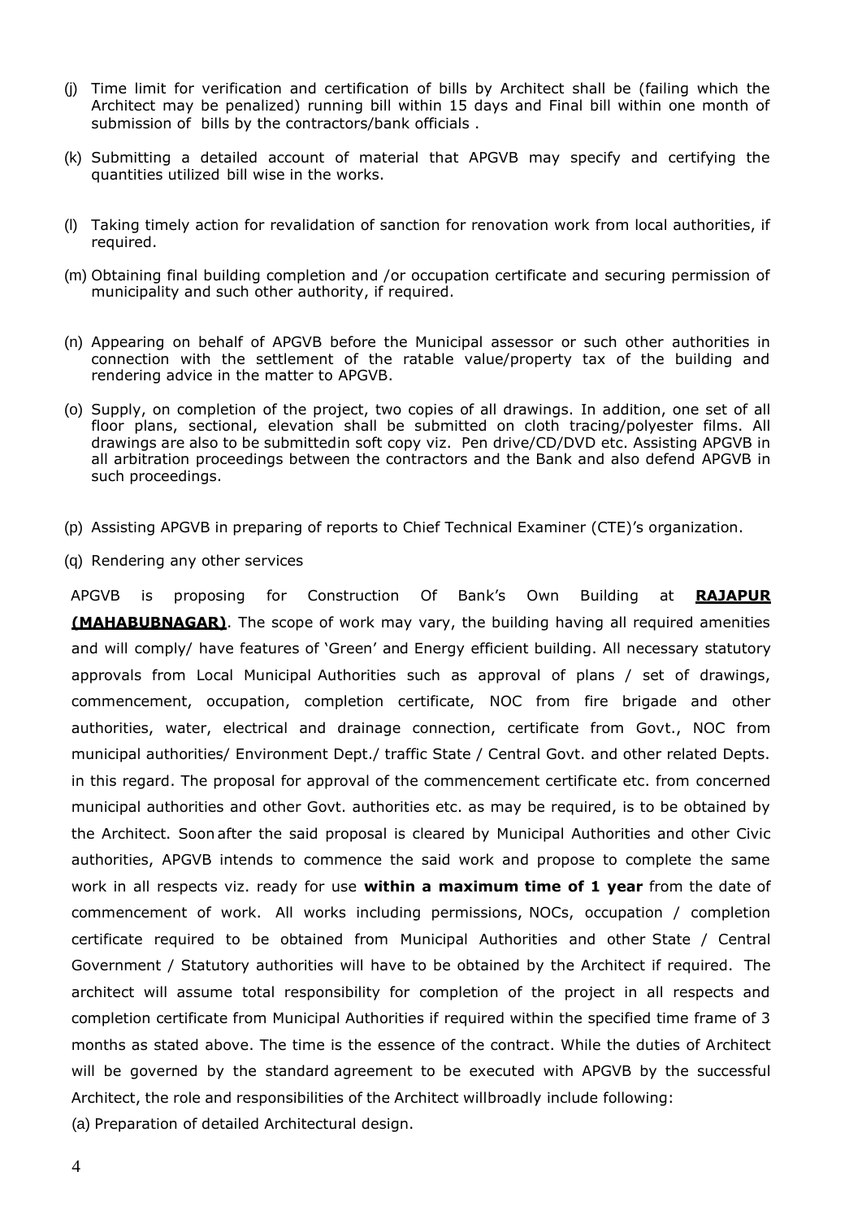(j) Time limit for verification and certification of bills by Architect shall be (failing which the Architect may be penalized) running bill within 15 days and Final bill within one month of submission of bills by the contractors/bank officials .

(k) Submitting a detailed account of material that APGVB may specify and certifying the quantities utilized bill wise in the works.

(l) Taking timely action for revalidation of sanction for renovation work from local authorities, if required.

(m) Obtaining final building completion and /or occupation certificate and securing permission of municipality and such other authority, if required.

(n) Appearing on behalf of APGVB before the Municipal assessor or such other authorities in connection with the settlement of the ratable value/property tax of the building and rendering advice in the matter to APGVB.

(o) Supply, on completion of the project, two copies of all drawings. In addition, one set of all floor plans, sectional, elevation shall be submitted on cloth tracing/polyester films. All drawings are also to be submittedin soft copy viz. Pen drive/CD/DVD etc. Assisting APGVB in all arbitration proceedings between the contractors and the Bank and also defend APGVB in such proceedings.

(p) Assisting APGVB in preparing of reports to Chief Technical Examiner (CTE)'s organization.

(q) Rendering any other services

APGVB is proposing for Construction Of Bank's Own Building at **RAJAPUR (MAHABUBNAGAR)**. The scope of work may vary, the building having all required amenities and will comply/ have features of 'Green' and Energy efficient building. All necessary statutory approvals from Local Municipal Authorities such as approval of plans / set of drawings, commencement, occupation, completion certificate, NOC from fire brigade and other authorities, water, electrical and drainage connection, certificate from Govt., NOC from municipal authorities/ Environment Dept./ traffic State / Central Govt. and other related Depts. in this regard. The proposal for approval of the commencement certificate etc. from concerned municipal authorities and other Govt. authorities etc. as may be required, is to be obtained by the Architect. Soon after the said proposal is cleared by Municipal Authorities and other Civic authorities, APGVB intends to commence the said work and propose to complete the same work in all respects viz. ready for use **within a maximum time of 1 year** from the date of commencement of work. All works including permissions, NOCs, occupation / completion certificate required to be obtained from Municipal Authorities and other State / Central Government / Statutory authorities will have to be obtained by the Architect if required. The architect will assume total responsibility for completion of the project in all respects and completion certificate from Municipal Authorities if required within the specified time frame of 3 months as stated above. The time is the essence of the contract. While the duties of Architect will be governed by the standard agreement to be executed with APGVB by the successful Architect, the role and responsibilities of the Architect willbroadly include following:

(a) Preparation of detailed Architectural design.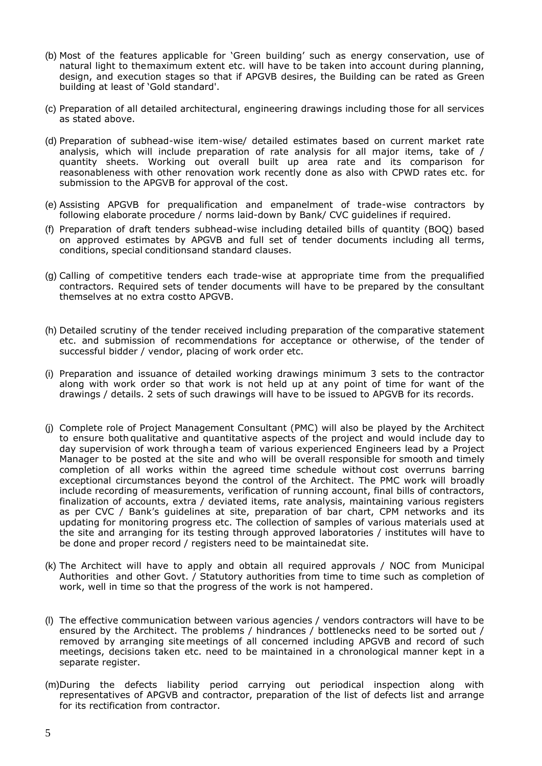(b) Most of the features applicable for 'Green building' such as energy conservation, use of natural light to themaximum extent etc. will have to be taken into account during planning, design, and execution stages so that if APGVB desires, the Building can be rated as Green building at least of 'Gold standard'.

(c) Preparation of all detailed architectural, engineering drawings including those for all services as stated above.

(d) Preparation of subhead-wise item-wise/ detailed estimates based on current market rate analysis, which will include preparation of rate analysis for all major items, take of / quantity sheets. Working out overall built up area rate and its comparison for reasonableness with other renovation work recently done as also with CPWD rates etc. for submission to the APGVB for approval of the cost.

(e) Assisting APGVB for prequalification and empanelment of trade-wise contractors by following elaborate procedure / norms laid-down by Bank/ CVC guidelines if required.

(f) Preparation of draft tenders subhead-wise including detailed bills of quantity (BOQ) based on approved estimates by APGVB and full set of tender documents including all terms, conditions, special conditionsand standard clauses.

(g) Calling of competitive tenders each trade-wise at appropriate time from the prequalified contractors. Required sets of tender documents will have to be prepared by the consultant themselves at no extra costto APGVB.

(h) Detailed scrutiny of the tender received including preparation of the comparative statement etc. and submission of recommendations for acceptance or otherwise, of the tender of successful bidder / vendor, placing of work order etc.

(i) Preparation and issuance of detailed working drawings minimum 3 sets to the contractor along with work order so that work is not held up at any point of time for want of the drawings / details. 2 sets of such drawings will have to be issued to APGVB for its records.

(j) Complete role of Project Management Consultant (PMC) will also be played by the Architect to ensure both qualitative and quantitative aspects of the project and would include day to day supervision of work througha team of various experienced Engineers lead by a Project Manager to be posted at the site and who will be overall responsible for smooth and timely completion of all works within the agreed time schedule without cost overruns barring exceptional circumstances beyond the control of the Architect. The PMC work will broadly include recording of measurements, verification of running account, final bills of contractors, finalization of accounts, extra / deviated items, rate analysis, maintaining various registers as per CVC / Bank's guidelines at site, preparation of bar chart, CPM networks and its updating for monitoring progress etc. The collection of samples of various materials used at the site and arranging for its testing through approved laboratories / institutes will have to be done and proper record / registers need to be maintainedat site.

(k) The Architect will have to apply and obtain all required approvals / NOC from Municipal Authorities and other Govt. / Statutory authorities from time to time such as completion of work, well in time so that the progress of the work is not hampered.

(l) The effective communication between various agencies / vendors contractors will have to be ensured by the Architect. The problems / hindrances / bottlenecks need to be sorted out / removed by arranging site meetings of all concerned including APGVB and record of such meetings, decisions taken etc. need to be maintained in a chronological manner kept in a separate register.

(m) During the defects liability period carrying out periodical inspection along with representatives of APGVB and contractor, preparation of the list of defects list and arrange for its rectification from contractor.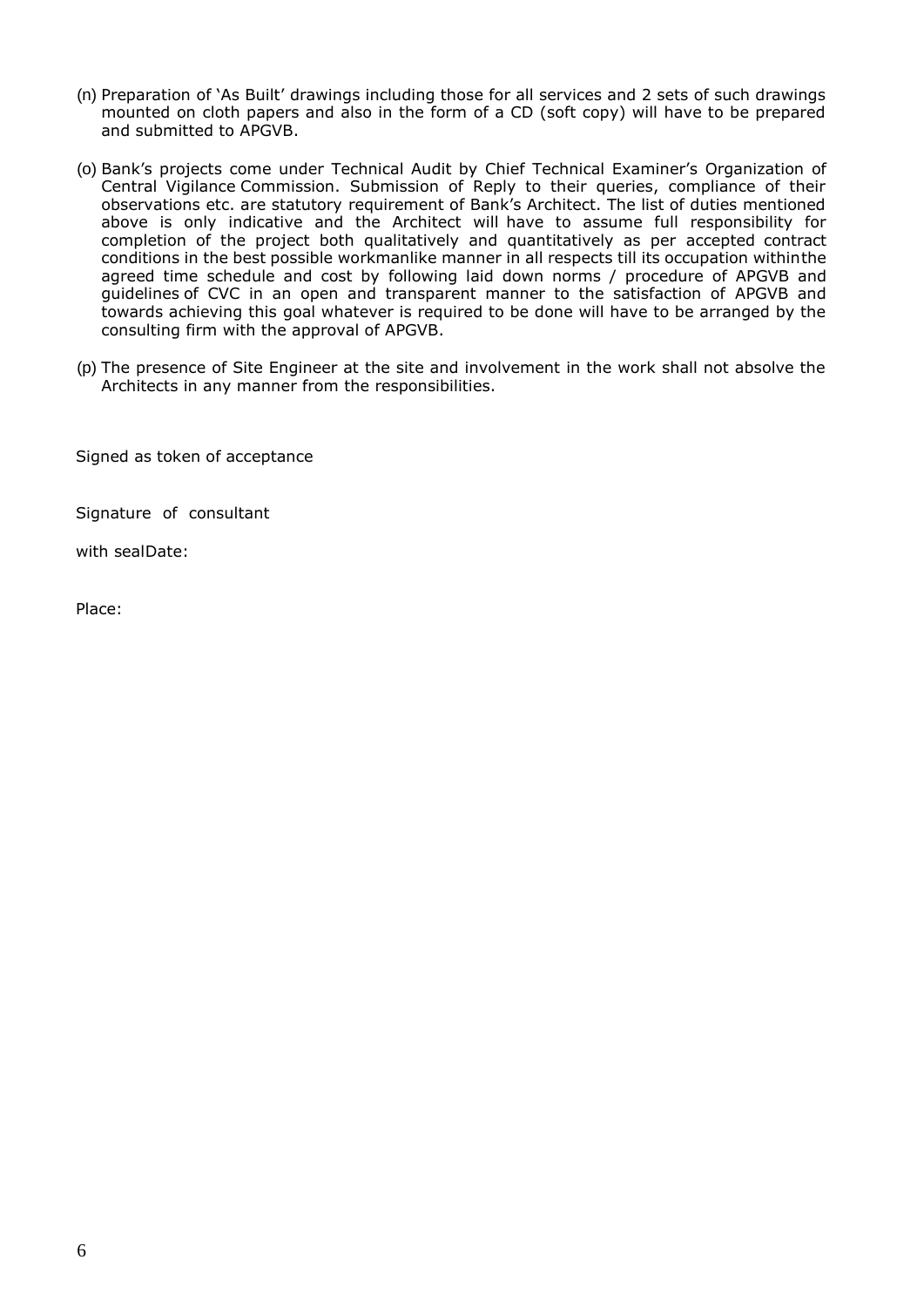(n) Preparation of 'As Built' drawings including those for all services and 2 sets of such drawings mounted on cloth papers and also in the form of a CD (soft copy) will have to be prepared and submitted to APGVB.

(o) Bank's projects come under Technical Audit by Chief Technical Examiner's Organization of Central Vigilance Commission. Submission of Reply to their queries, compliance of their observations etc. are statutory requirement of Bank's Architect. The list of duties mentioned above is only indicative and the Architect will have to assume full responsibility for completion of the project both qualitatively and quantitatively as per accepted contract conditions in the best possible workmanlike manner in all respects till its occupation withinthe agreed time schedule and cost by following laid down norms / procedure of APGVB and guidelines of CVC in an open and transparent manner to the satisfaction of APGVB and towards achieving this goal whatever is required to be done will have to be arranged by the consulting firm with the approval of APGVB.

(p) The presence of Site Engineer at the site and involvement in the work shall not absolve the Architects in any manner from the responsibilities.

Signed as token of acceptance

Signature of consultant

with sealDate:

Place: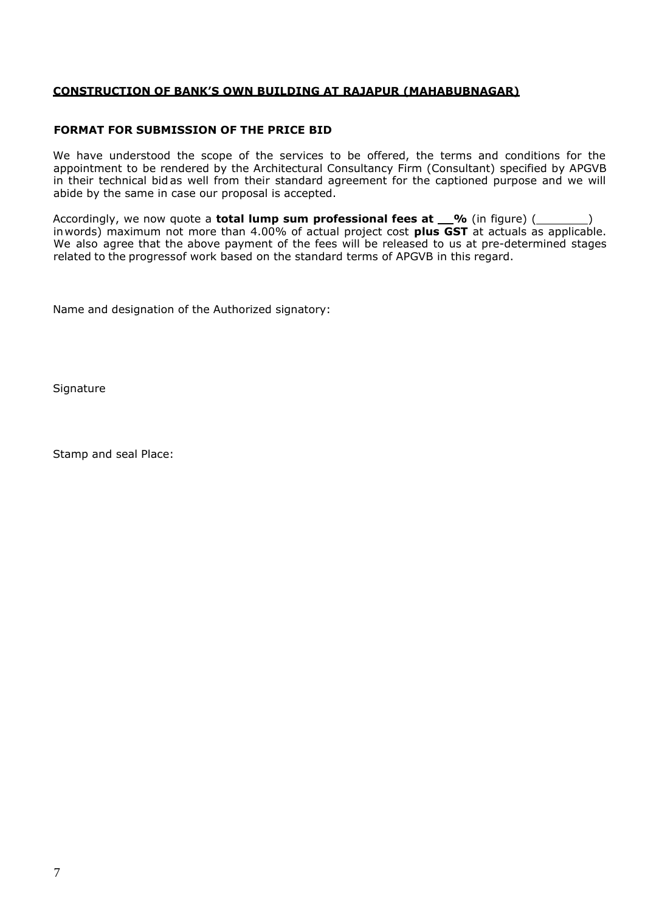**CONSTRUCTION OF BANK'S OWN BUILDING AT RAJAPUR (MAHABUBNAGAR)**

**FORMAT FOR SUBMISSION OF THE PRICE BID**

We have understood the scope of the services to be offered, the terms and conditions for the appointment to be rendered by the Architectural Consultancy Firm (Consultant) specified by APGVB in their technical bid as well from their standard agreement for the captioned purpose and we will abide by the same in case our proposal is accepted.

Accordingly, we now quote a **total lump sum professional fees at __%** (in figure) (________) in words) maximum not more than 4.00% of actual project cost **plus GST** at actuals as applicable. We also agree that the above payment of the fees will be released to us at pre-determined stages related to the progressof work based on the standard terms of APGVB in this regard.

Name and designation of the Authorized signatory:

Signature

Stamp and seal Place: